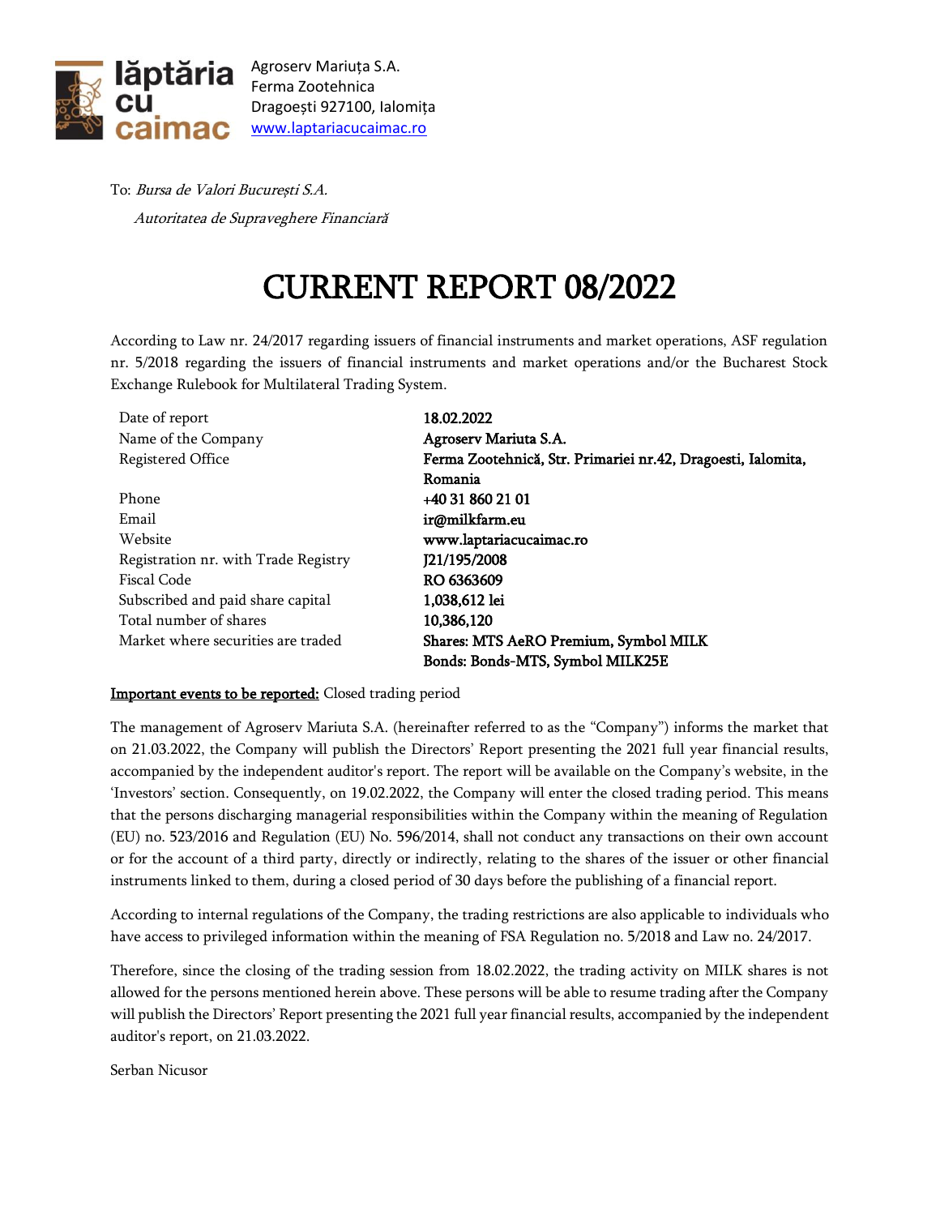lăptăria cu caimac

Agroserv Mariuța S.A.
Ferma Zootehnica
Dragoești 927100, Ialomița
www.laptariacucaimac.ro

To: *Bursa de Valori București S.A.*

*Autoritatea de Supraveghere Financiară*

# CURRENT REPORT 08/2022

According to Law nr. 24/2017 regarding issuers of financial instruments and market operations, ASF regulation nr. 5/2018 regarding the issuers of financial instruments and market operations and/or the Bucharest Stock Exchange Rulebook for Multilateral Trading System.

| | |
|---|---|
| Date of report | **18.02.2022** |
| Name of the Company | **Agroserv Mariuta S.A.** |
| Registered Office | **Ferma Zootehnică, Str. Primariei nr.42, Dragoesti, Ialomita, Romania** |
| Phone | **+40 31 860 21 01** |
| Email | **ir@milkfarm.eu** |
| Website | **www.laptariacucaimac.ro** |
| Registration nr. with Trade Registry | **J21/195/2008** |
| Fiscal Code | **RO 6363609** |
| Subscribed and paid share capital | **1,038,612 lei** |
| Total number of shares | **10,386,120** |
| Market where securities are traded | **Shares: MTS AeRO Premium, Symbol MILK**<br>**Bonds: Bonds-MTS, Symbol MILK25E** |

**Important events to be reported:** Closed trading period

The management of Agroserv Mariuta S.A. (hereinafter referred to as the "Company") informs the market that on 21.03.2022, the Company will publish the Directors' Report presenting the 2021 full year financial results, accompanied by the independent auditor's report. The report will be available on the Company's website, in the 'Investors' section. Consequently, on 19.02.2022, the Company will enter the closed trading period. This means that the persons discharging managerial responsibilities within the Company within the meaning of Regulation (EU) no. 523/2016 and Regulation (EU) No. 596/2014, shall not conduct any transactions on their own account or for the account of a third party, directly or indirectly, relating to the shares of the issuer or other financial instruments linked to them, during a closed period of 30 days before the publishing of a financial report.

According to internal regulations of the Company, the trading restrictions are also applicable to individuals who have access to privileged information within the meaning of FSA Regulation no. 5/2018 and Law no. 24/2017.

Therefore, since the closing of the trading session from 18.02.2022, the trading activity on MILK shares is not allowed for the persons mentioned herein above. These persons will be able to resume trading after the Company will publish the Directors' Report presenting the 2021 full year financial results, accompanied by the independent auditor's report, on 21.03.2022.

Serban Nicusor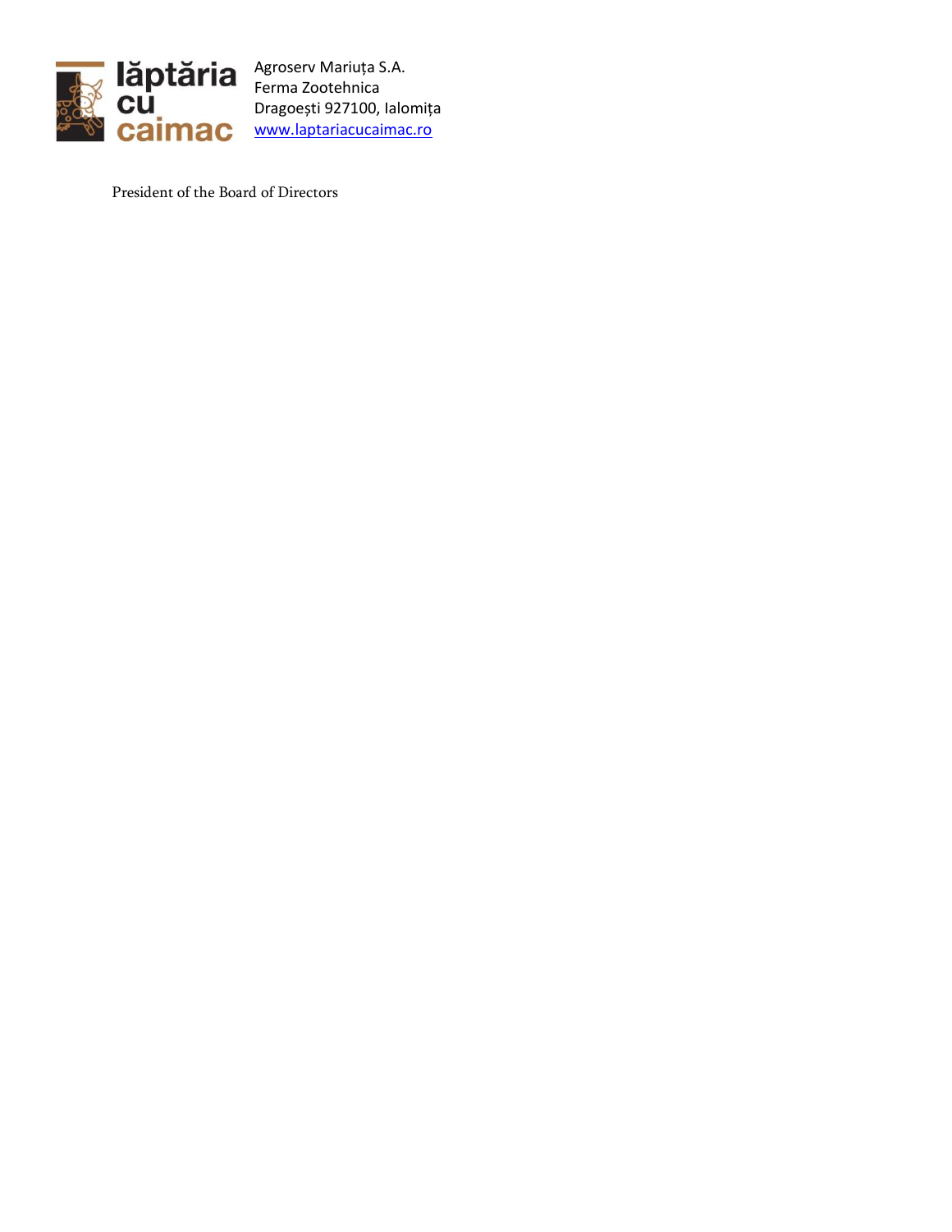President of the Board of Directors